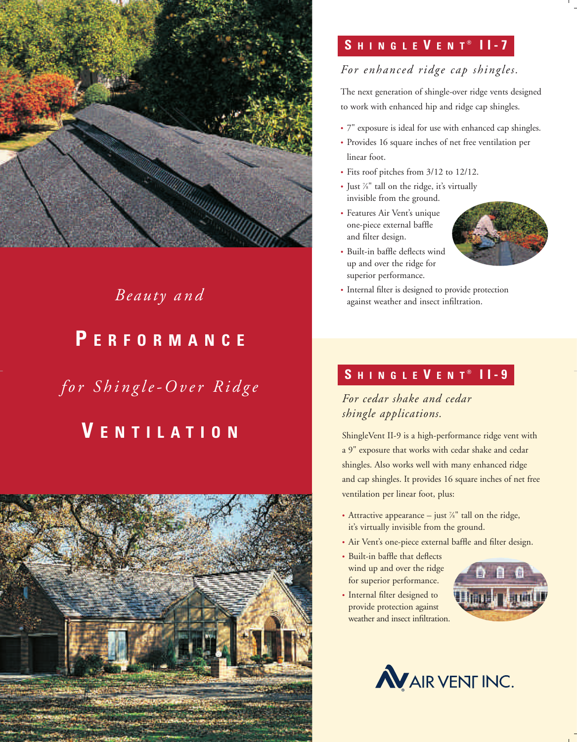# Beauty and PERFORMANCE for Shingle-Over Ridge VENTILATION

## SHINGLEVENT® II-7

*For enhanced ridge cap shingles.*

The next generation of shingle-over ridge vents designed to work with enhanced hip and ridge cap shingles.

- 7" exposure is ideal for use with enhanced cap shingles.
- Provides 16 square inches of net free ventilation per linear foot.
- Fits roof pitches from 3/12 to 12/12.
- Just ⅞" tall on the ridge, it's virtually invisible from the ground.
- Features Air Vent's unique one-piece external baffle and filter design.
- Built-in baffle deflects wind up and over the ridge for superior performance.
- Internal filter is designed to provide protection against weather and insect infiltration.

## SHINGLEVENT® II-9

*For cedar shake and cedar shingle applications.*

ShingleVent II-9 is a high-performance ridge vent with a 9" exposure that works with cedar shake and cedar shingles. Also works well with many enhanced ridge and cap shingles. It provides 16 square inches of net free ventilation per linear foot, plus:

- Attractive appearance – just ⅞" tall on the ridge, it's virtually invisible from the ground.
- Air Vent's one-piece external baffle and filter design.
- Built-in baffle that deflects wind up and over the ridge for superior performance.
- Internal filter designed to provide protection against weather and insect infiltration.

AIR VENT INC.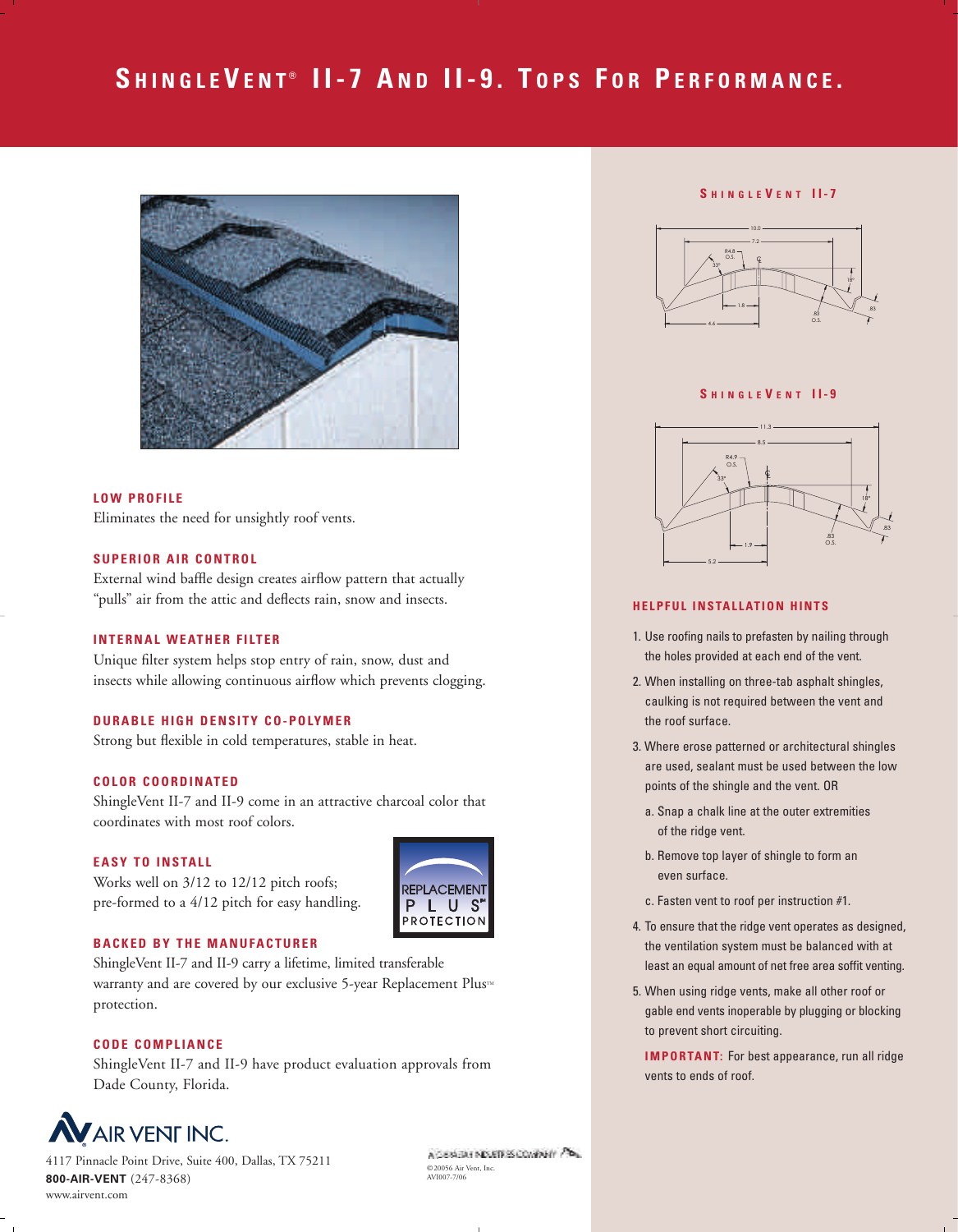# ShingleVent® II-7 And II-9. Tops For Performance.

### LOW PROFILE

Eliminates the need for unsightly roof vents.

### SUPERIOR AIR CONTROL

External wind baffle design creates airflow pattern that actually "pulls" air from the attic and deflects rain, snow and insects.

### INTERNAL WEATHER FILTER

Unique filter system helps stop entry of rain, snow, dust and insects while allowing continuous airflow which prevents clogging.

### DURABLE HIGH DENSITY CO-POLYMER

Strong but flexible in cold temperatures, stable in heat.

### COLOR COORDINATED

ShingleVent II-7 and II-9 come in an attractive charcoal color that coordinates with most roof colors.

### EASY TO INSTALL

Works well on 3/12 to 12/12 pitch roofs; pre-formed to a 4/12 pitch for easy handling.

REPLACEMENT PLUS℠ PROTECTION

### BACKED BY THE MANUFACTURER

ShingleVent II-7 and II-9 carry a lifetime, limited transferable warranty and are covered by our exclusive 5-year Replacement Plus™ protection.

### CODE COMPLIANCE

ShingleVent II-7 and II-9 have product evaluation approvals from Dade County, Florida.

AIR VENT INC.

4117 Pinnacle Point Drive, Suite 400, Dallas, TX 75211
**800-AIR-VENT** (247-8368)
www.airvent.com

A GIBRALTAR INDUSTRIES COMPANY

©20056 Air Vent, Inc.
AVI007-7/06

### SHINGLEVENT II-7

10.0
7.2
R4.8
O.S.
33°
℄
18°
1.8
.83
O.S.
.83
4.6

### SHINGLEVENT II-9

11.3
8.5
R4.9
O.S.
33°
℄
18°
.83
.83
O.S.
1.9
5.2

### HELPFUL INSTALLATION HINTS

1. Use roofing nails to prefasten by nailing through the holes provided at each end of the vent.
2. When installing on three-tab asphalt shingles, caulking is not required between the vent and the roof surface.
3. Where erose patterned or architectural shingles are used, sealant must be used between the low points of the shingle and the vent. OR
   a. Snap a chalk line at the outer extremities of the ridge vent.
   b. Remove top layer of shingle to form an even surface.
   c. Fasten vent to roof per instruction #1.
4. To ensure that the ridge vent operates as designed, the ventilation system must be balanced with at least an equal amount of net free area soffit venting.
5. When using ridge vents, make all other roof or gable end vents inoperable by plugging or blocking to prevent short circuiting.

**IMPORTANT:** For best appearance, run all ridge vents to ends of roof.